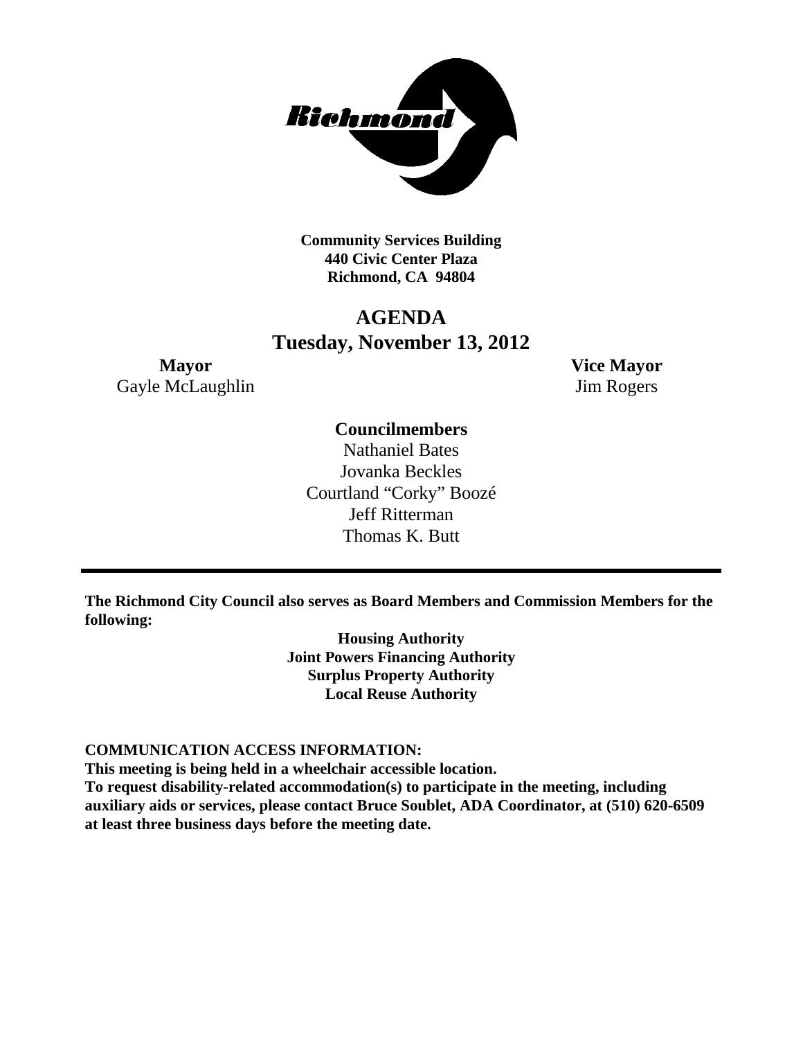**Community Services Building**
**440 Civic Center Plaza**
**Richmond, CA 94804**

# AGENDA
## Tuesday, November 13, 2012

**Mayor**
Gayle McLaughlin

**Vice Mayor**
Jim Rogers

**Councilmembers**
Nathaniel Bates
Jovanka Beckles
Courtland "Corky" Boozé
Jeff Ritterman
Thomas K. Butt

---

**The Richmond City Council also serves as Board Members and Commission Members for the following:**

**Housing Authority**
**Joint Powers Financing Authority**
**Surplus Property Authority**
**Local Reuse Authority**

**COMMUNICATION ACCESS INFORMATION:**
**This meeting is being held in a wheelchair accessible location.**
**To request disability-related accommodation(s) to participate in the meeting, including auxiliary aids or services, please contact Bruce Soublet, ADA Coordinator, at (510) 620-6509 at least three business days before the meeting date.**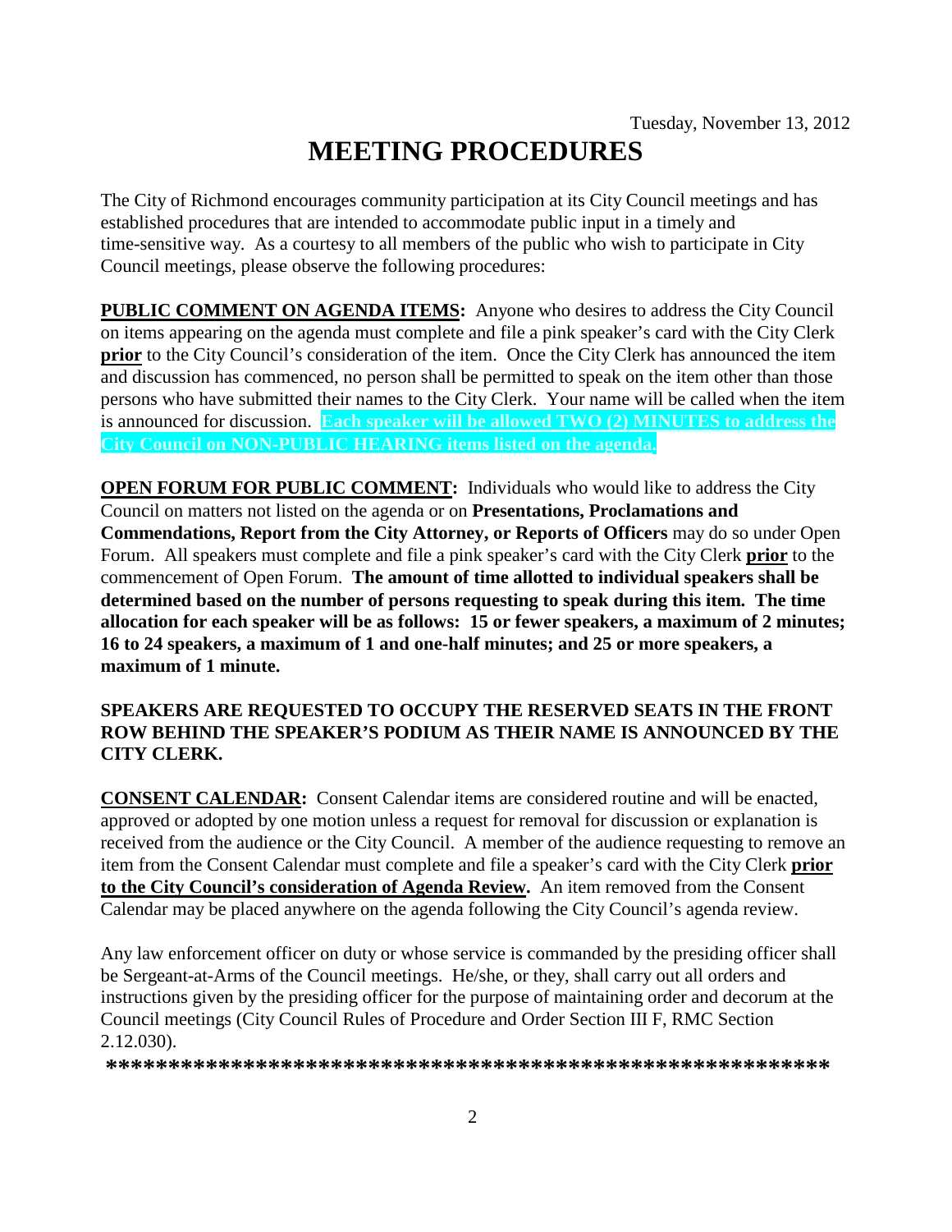Tuesday, November 13, 2012

# MEETING PROCEDURES

The City of Richmond encourages community participation at its City Council meetings and has established procedures that are intended to accommodate public input in a timely and time-sensitive way. As a courtesy to all members of the public who wish to participate in City Council meetings, please observe the following procedures:

**PUBLIC COMMENT ON AGENDA ITEMS:** Anyone who desires to address the City Council on items appearing on the agenda must complete and file a pink speaker's card with the City Clerk **prior** to the City Council's consideration of the item. Once the City Clerk has announced the item and discussion has commenced, no person shall be permitted to speak on the item other than those persons who have submitted their names to the City Clerk. Your name will be called when the item is announced for discussion. **Each speaker will be allowed TWO (2) MINUTES to address the City Council on NON-PUBLIC HEARING items listed on the agenda.**

**OPEN FORUM FOR PUBLIC COMMENT:** Individuals who would like to address the City Council on matters not listed on the agenda or on **Presentations, Proclamations and Commendations, Report from the City Attorney, or Reports of Officers** may do so under Open Forum. All speakers must complete and file a pink speaker's card with the City Clerk **prior** to the commencement of Open Forum. **The amount of time allotted to individual speakers shall be determined based on the number of persons requesting to speak during this item. The time allocation for each speaker will be as follows: 15 or fewer speakers, a maximum of 2 minutes; 16 to 24 speakers, a maximum of 1 and one-half minutes; and 25 or more speakers, a maximum of 1 minute.**

**SPEAKERS ARE REQUESTED TO OCCUPY THE RESERVED SEATS IN THE FRONT ROW BEHIND THE SPEAKER'S PODIUM AS THEIR NAME IS ANNOUNCED BY THE CITY CLERK.**

**CONSENT CALENDAR:** Consent Calendar items are considered routine and will be enacted, approved or adopted by one motion unless a request for removal for discussion or explanation is received from the audience or the City Council. A member of the audience requesting to remove an item from the Consent Calendar must complete and file a speaker's card with the City Clerk **prior to the City Council's consideration of Agenda Review.** An item removed from the Consent Calendar may be placed anywhere on the agenda following the City Council's agenda review.

Any law enforcement officer on duty or whose service is commanded by the presiding officer shall be Sergeant-at-Arms of the Council meetings. He/she, or they, shall carry out all orders and instructions given by the presiding officer for the purpose of maintaining order and decorum at the Council meetings (City Council Rules of Procedure and Order Section III F, RMC Section 2.12.030).

**************************************************************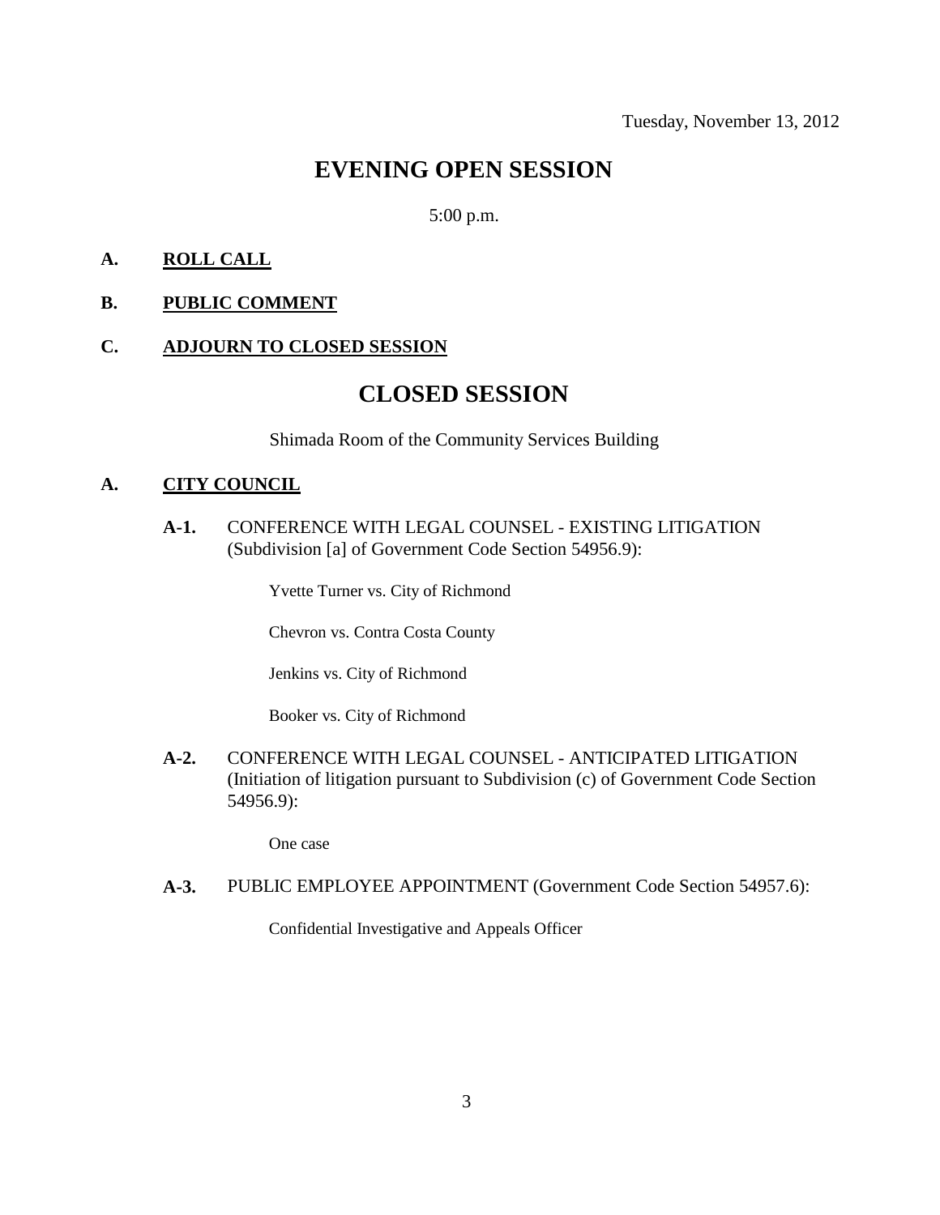Tuesday, November 13, 2012

# EVENING OPEN SESSION

5:00 p.m.

**A.** **ROLL CALL**

**B.** **PUBLIC COMMENT**

**C.** **ADJOURN TO CLOSED SESSION**

# CLOSED SESSION

Shimada Room of the Community Services Building

**A.** **CITY COUNCIL**

**A-1.** CONFERENCE WITH LEGAL COUNSEL - EXISTING LITIGATION (Subdivision [a] of Government Code Section 54956.9):

Yvette Turner vs. City of Richmond

Chevron vs. Contra Costa County

Jenkins vs. City of Richmond

Booker vs. City of Richmond

**A-2.** CONFERENCE WITH LEGAL COUNSEL - ANTICIPATED LITIGATION (Initiation of litigation pursuant to Subdivision (c) of Government Code Section 54956.9):

One case

**A-3.** PUBLIC EMPLOYEE APPOINTMENT (Government Code Section 54957.6):

Confidential Investigative and Appeals Officer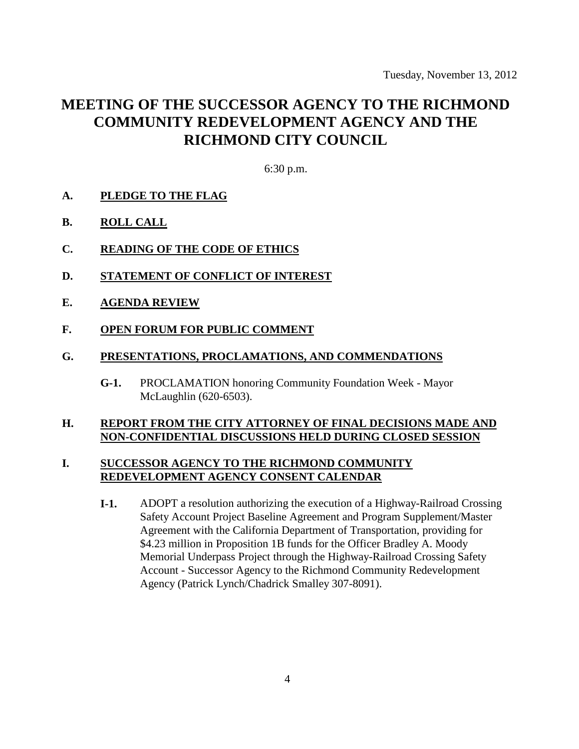Tuesday, November 13, 2012

# MEETING OF THE SUCCESSOR AGENCY TO THE RICHMOND COMMUNITY REDEVELOPMENT AGENCY AND THE RICHMOND CITY COUNCIL

6:30 p.m.

**A. PLEDGE TO THE FLAG**

**B. ROLL CALL**

**C. READING OF THE CODE OF ETHICS**

**D. STATEMENT OF CONFLICT OF INTEREST**

**E. AGENDA REVIEW**

**F. OPEN FORUM FOR PUBLIC COMMENT**

**G. PRESENTATIONS, PROCLAMATIONS, AND COMMENDATIONS**

**G-1.** PROCLAMATION honoring Community Foundation Week - Mayor McLaughlin (620-6503).

**H. REPORT FROM THE CITY ATTORNEY OF FINAL DECISIONS MADE AND NON-CONFIDENTIAL DISCUSSIONS HELD DURING CLOSED SESSION**

**I. SUCCESSOR AGENCY TO THE RICHMOND COMMUNITY REDEVELOPMENT AGENCY CONSENT CALENDAR**

**I-1.** ADOPT a resolution authorizing the execution of a Highway-Railroad Crossing Safety Account Project Baseline Agreement and Program Supplement/Master Agreement with the California Department of Transportation, providing for $4.23 million in Proposition 1B funds for the Officer Bradley A. Moody Memorial Underpass Project through the Highway-Railroad Crossing Safety Account - Successor Agency to the Richmond Community Redevelopment Agency (Patrick Lynch/Chadrick Smalley 307-8091).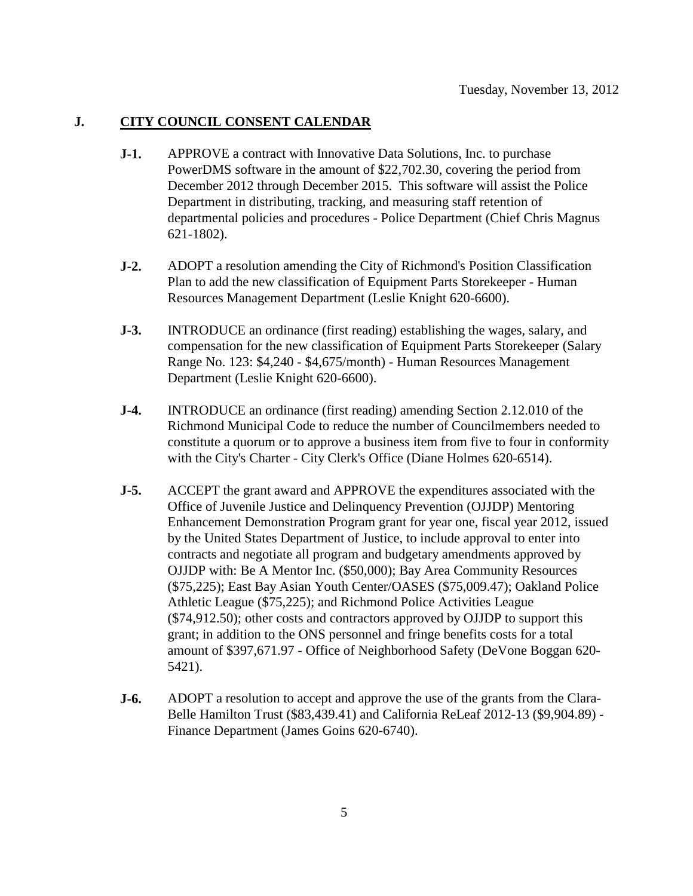Tuesday, November 13, 2012

## J. CITY COUNCIL CONSENT CALENDAR

**J-1.** APPROVE a contract with Innovative Data Solutions, Inc. to purchase PowerDMS software in the amount of $22,702.30, covering the period from December 2012 through December 2015. This software will assist the Police Department in distributing, tracking, and measuring staff retention of departmental policies and procedures - Police Department (Chief Chris Magnus 621-1802).

**J-2.** ADOPT a resolution amending the City of Richmond's Position Classification Plan to add the new classification of Equipment Parts Storekeeper - Human Resources Management Department (Leslie Knight 620-6600).

**J-3.** INTRODUCE an ordinance (first reading) establishing the wages, salary, and compensation for the new classification of Equipment Parts Storekeeper (Salary Range No. 123: $4,240 - $4,675/month) - Human Resources Management Department (Leslie Knight 620-6600).

**J-4.** INTRODUCE an ordinance (first reading) amending Section 2.12.010 of the Richmond Municipal Code to reduce the number of Councilmembers needed to constitute a quorum or to approve a business item from five to four in conformity with the City's Charter - City Clerk's Office (Diane Holmes 620-6514).

**J-5.** ACCEPT the grant award and APPROVE the expenditures associated with the Office of Juvenile Justice and Delinquency Prevention (OJJDP) Mentoring Enhancement Demonstration Program grant for year one, fiscal year 2012, issued by the United States Department of Justice, to include approval to enter into contracts and negotiate all program and budgetary amendments approved by OJJDP with: Be A Mentor Inc. ($50,000); Bay Area Community Resources ($75,225); East Bay Asian Youth Center/OASES ($75,009.47); Oakland Police Athletic League ($75,225); and Richmond Police Activities League ($74,912.50); other costs and contractors approved by OJJDP to support this grant; in addition to the ONS personnel and fringe benefits costs for a total amount of $397,671.97 - Office of Neighborhood Safety (DeVone Boggan 620-5421).

**J-6.** ADOPT a resolution to accept and approve the use of the grants from the Clara-Belle Hamilton Trust ($83,439.41) and California ReLeaf 2012-13 ($9,904.89) - Finance Department (James Goins 620-6740).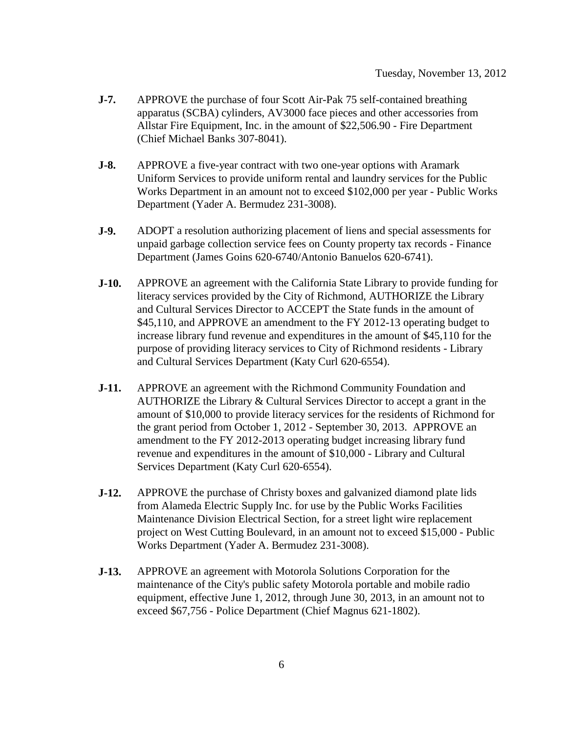**J-7.** APPROVE the purchase of four Scott Air-Pak 75 self-contained breathing apparatus (SCBA) cylinders, AV3000 face pieces and other accessories from Allstar Fire Equipment, Inc. in the amount of $22,506.90 - Fire Department (Chief Michael Banks 307-8041).

**J-8.** APPROVE a five-year contract with two one-year options with Aramark Uniform Services to provide uniform rental and laundry services for the Public Works Department in an amount not to exceed $102,000 per year - Public Works Department (Yader A. Bermudez 231-3008).

**J-9.** ADOPT a resolution authorizing placement of liens and special assessments for unpaid garbage collection service fees on County property tax records - Finance Department (James Goins 620-6740/Antonio Banuelos 620-6741).

**J-10.** APPROVE an agreement with the California State Library to provide funding for literacy services provided by the City of Richmond, AUTHORIZE the Library and Cultural Services Director to ACCEPT the State funds in the amount of $45,110, and APPROVE an amendment to the FY 2012-13 operating budget to increase library fund revenue and expenditures in the amount of $45,110 for the purpose of providing literacy services to City of Richmond residents - Library and Cultural Services Department (Katy Curl 620-6554).

**J-11.** APPROVE an agreement with the Richmond Community Foundation and AUTHORIZE the Library & Cultural Services Director to accept a grant in the amount of $10,000 to provide literacy services for the residents of Richmond for the grant period from October 1, 2012 - September 30, 2013. APPROVE an amendment to the FY 2012-2013 operating budget increasing library fund revenue and expenditures in the amount of $10,000 - Library and Cultural Services Department (Katy Curl 620-6554).

**J-12.** APPROVE the purchase of Christy boxes and galvanized diamond plate lids from Alameda Electric Supply Inc. for use by the Public Works Facilities Maintenance Division Electrical Section, for a street light wire replacement project on West Cutting Boulevard, in an amount not to exceed $15,000 - Public Works Department (Yader A. Bermudez 231-3008).

**J-13.** APPROVE an agreement with Motorola Solutions Corporation for the maintenance of the City's public safety Motorola portable and mobile radio equipment, effective June 1, 2012, through June 30, 2013, in an amount not to exceed $67,756 - Police Department (Chief Magnus 621-1802).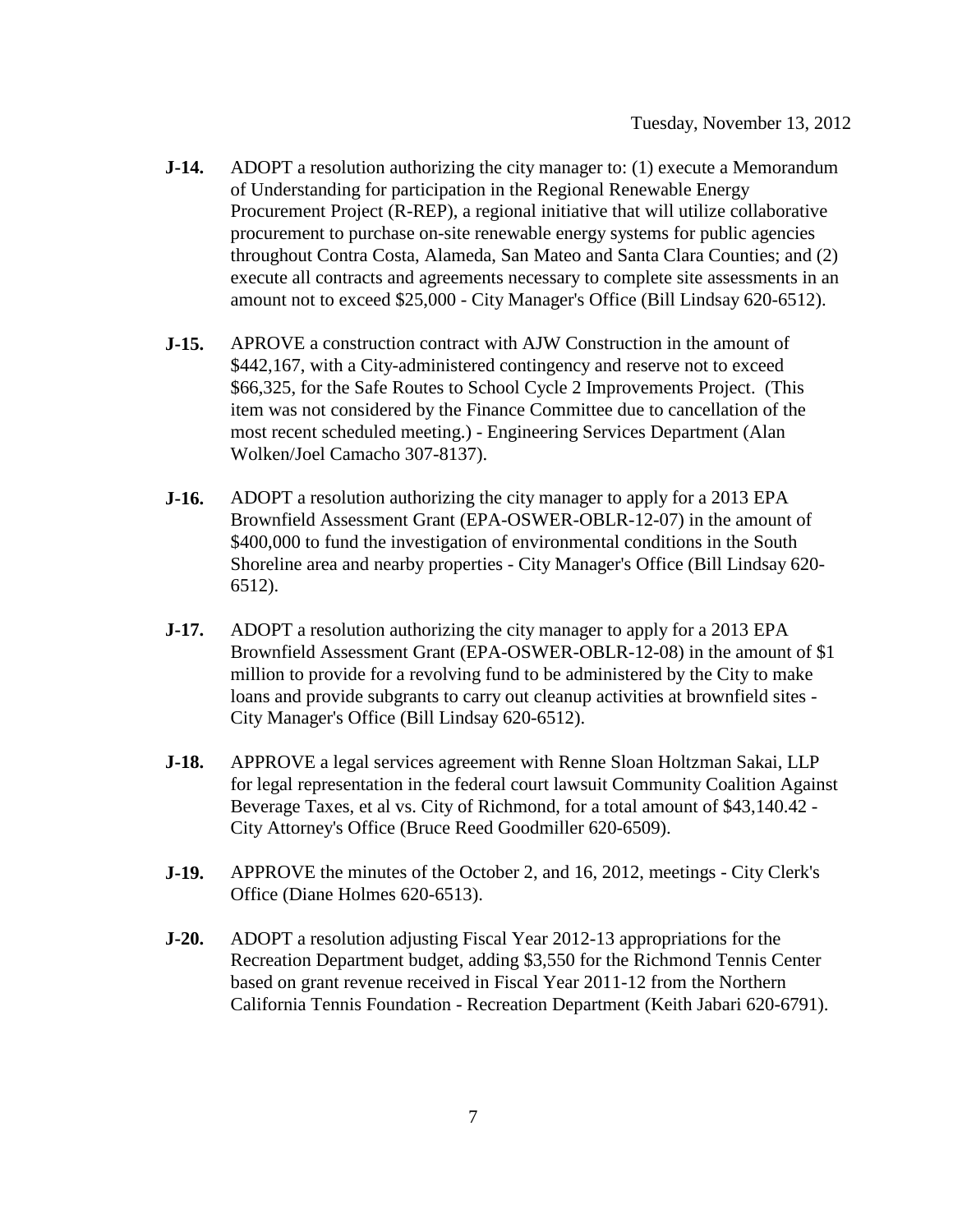**J-14.** ADOPT a resolution authorizing the city manager to: (1) execute a Memorandum of Understanding for participation in the Regional Renewable Energy Procurement Project (R-REP), a regional initiative that will utilize collaborative procurement to purchase on-site renewable energy systems for public agencies throughout Contra Costa, Alameda, San Mateo and Santa Clara Counties; and (2) execute all contracts and agreements necessary to complete site assessments in an amount not to exceed $25,000 - City Manager's Office (Bill Lindsay 620-6512).

**J-15.** APROVE a construction contract with AJW Construction in the amount of $442,167, with a City-administered contingency and reserve not to exceed $66,325, for the Safe Routes to School Cycle 2 Improvements Project. (This item was not considered by the Finance Committee due to cancellation of the most recent scheduled meeting.) - Engineering Services Department (Alan Wolken/Joel Camacho 307-8137).

**J-16.** ADOPT a resolution authorizing the city manager to apply for a 2013 EPA Brownfield Assessment Grant (EPA-OSWER-OBLR-12-07) in the amount of $400,000 to fund the investigation of environmental conditions in the South Shoreline area and nearby properties - City Manager's Office (Bill Lindsay 620-6512).

**J-17.** ADOPT a resolution authorizing the city manager to apply for a 2013 EPA Brownfield Assessment Grant (EPA-OSWER-OBLR-12-08) in the amount of $1 million to provide for a revolving fund to be administered by the City to make loans and provide subgrants to carry out cleanup activities at brownfield sites - City Manager's Office (Bill Lindsay 620-6512).

**J-18.** APPROVE a legal services agreement with Renne Sloan Holtzman Sakai, LLP for legal representation in the federal court lawsuit Community Coalition Against Beverage Taxes, et al vs. City of Richmond, for a total amount of $43,140.42 - City Attorney's Office (Bruce Reed Goodmiller 620-6509).

**J-19.** APPROVE the minutes of the October 2, and 16, 2012, meetings - City Clerk's Office (Diane Holmes 620-6513).

**J-20.** ADOPT a resolution adjusting Fiscal Year 2012-13 appropriations for the Recreation Department budget, adding $3,550 for the Richmond Tennis Center based on grant revenue received in Fiscal Year 2011-12 from the Northern California Tennis Foundation - Recreation Department (Keith Jabari 620-6791).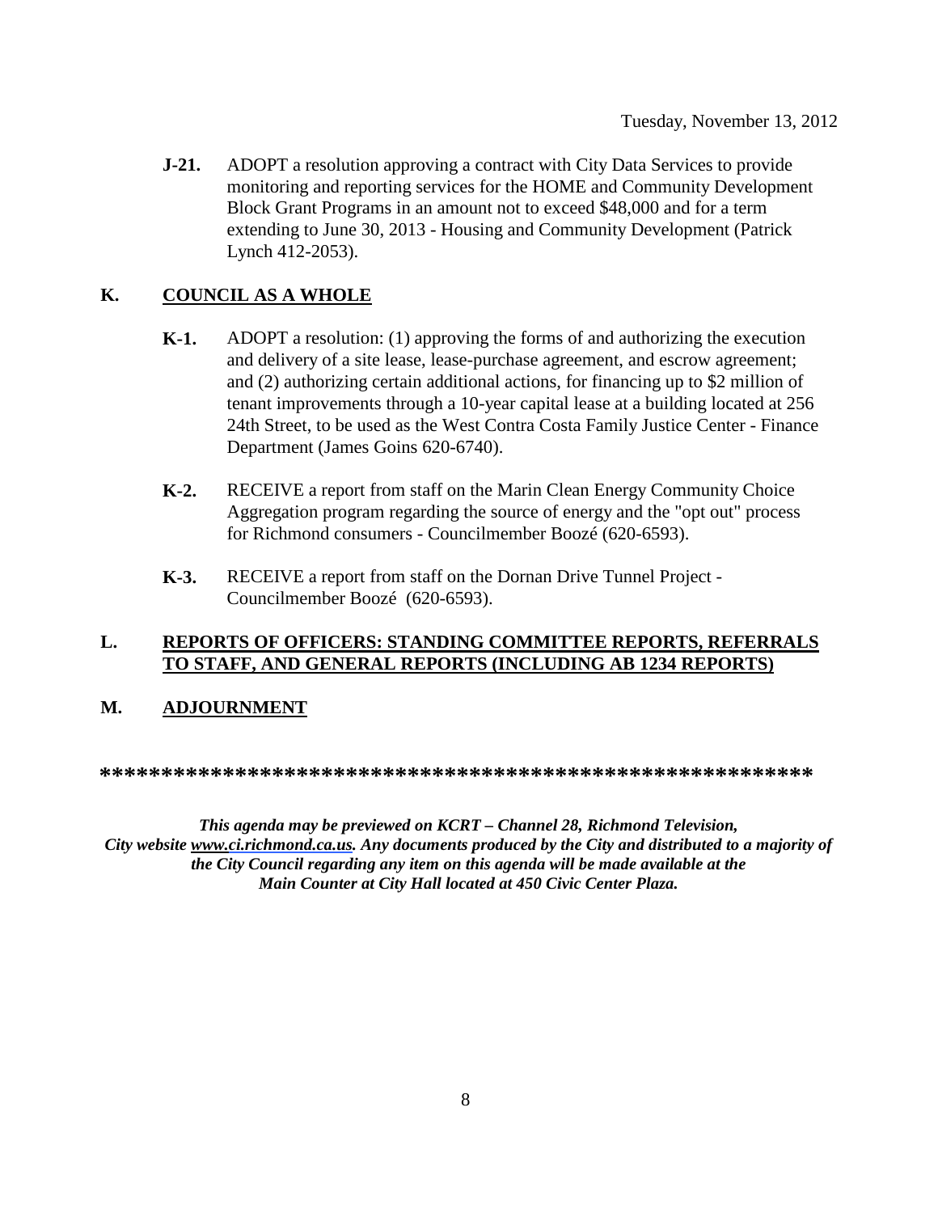Tuesday, November 13, 2012

**J-21.** ADOPT a resolution approving a contract with City Data Services to provide monitoring and reporting services for the HOME and Community Development Block Grant Programs in an amount not to exceed $48,000 and for a term extending to June 30, 2013 - Housing and Community Development (Patrick Lynch 412-2053).

## K. COUNCIL AS A WHOLE

**K-1.** ADOPT a resolution: (1) approving the forms of and authorizing the execution and delivery of a site lease, lease-purchase agreement, and escrow agreement; and (2) authorizing certain additional actions, for financing up to $2 million of tenant improvements through a 10-year capital lease at a building located at 256 24th Street, to be used as the West Contra Costa Family Justice Center - Finance Department (James Goins 620-6740).

**K-2.** RECEIVE a report from staff on the Marin Clean Energy Community Choice Aggregation program regarding the source of energy and the "opt out" process for Richmond consumers - Councilmember Boozé (620-6593).

**K-3.** RECEIVE a report from staff on the Dornan Drive Tunnel Project - Councilmember Boozé (620-6593).

## L. REPORTS OF OFFICERS: STANDING COMMITTEE REPORTS, REFERRALS TO STAFF, AND GENERAL REPORTS (INCLUDING AB 1234 REPORTS)

## M. ADJOURNMENT

**************************************************************

***This agenda may be previewed on KCRT – Channel 28, Richmond Television, City website www.ci.richmond.ca.us. Any documents produced by the City and distributed to a majority of the City Council regarding any item on this agenda will be made available at the Main Counter at City Hall located at 450 Civic Center Plaza.***